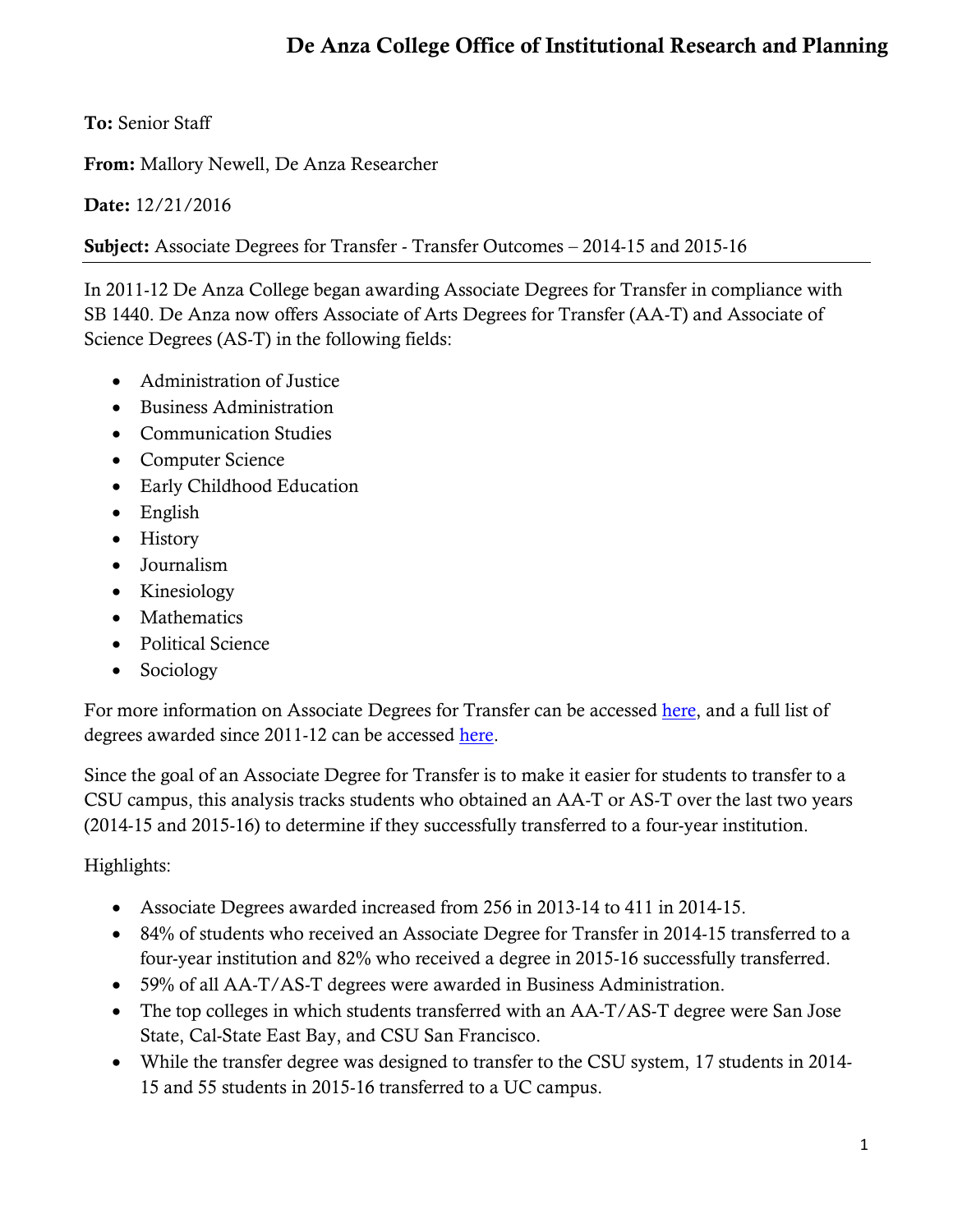# De Anza College Office of Institutional Research and Planning

**To:** Senior Staff

**From:** Mallory Newell, De Anza Researcher

**Date:** 12/21/2016

**Subject:** Associate Degrees for Transfer - Transfer Outcomes – 2014-15 and 2015-16

---

In 2011-12 De Anza College began awarding Associate Degrees for Transfer in compliance with SB 1440. De Anza now offers Associate of Arts Degrees for Transfer (AA-T) and Associate of Science Degrees (AS-T) in the following fields:

- Administration of Justice
- Business Administration
- Communication Studies
- Computer Science
- Early Childhood Education
- English
- History
- Journalism
- Kinesiology
- Mathematics
- Political Science
- Sociology

For more information on Associate Degrees for Transfer can be accessed here, and a full list of degrees awarded since 2011-12 can be accessed here.

Since the goal of an Associate Degree for Transfer is to make it easier for students to transfer to a CSU campus, this analysis tracks students who obtained an AA-T or AS-T over the last two years (2014-15 and 2015-16) to determine if they successfully transferred to a four-year institution.

Highlights:

- Associate Degrees awarded increased from 256 in 2013-14 to 411 in 2014-15.
- 84% of students who received an Associate Degree for Transfer in 2014-15 transferred to a four-year institution and 82% who received a degree in 2015-16 successfully transferred.
- 59% of all AA-T/AS-T degrees were awarded in Business Administration.
- The top colleges in which students transferred with an AA-T/AS-T degree were San Jose State, Cal-State East Bay, and CSU San Francisco.
- While the transfer degree was designed to transfer to the CSU system, 17 students in 2014-15 and 55 students in 2015-16 transferred to a UC campus.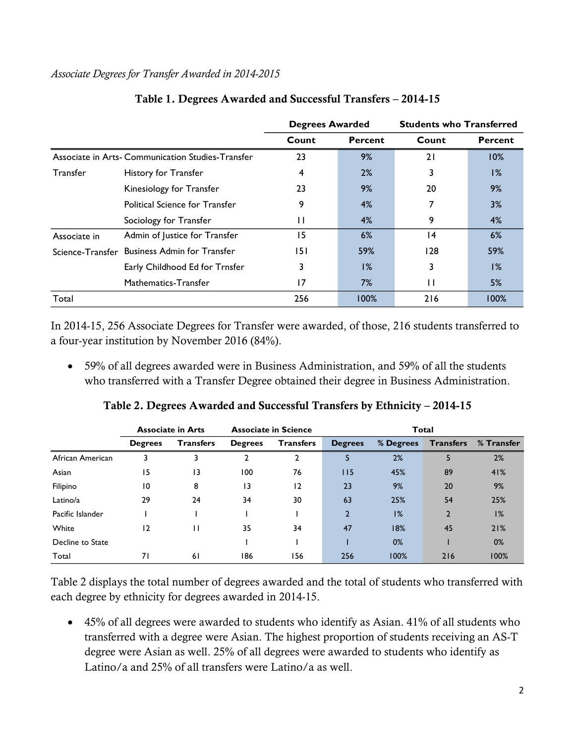*Associate Degrees for Transfer Awarded in 2014-2015*

**Table 1. Degrees Awarded and Successful Transfers – 2014-15**

| | | Degrees Awarded | | Students who Transferred | |
|---|---|---|---|---|---|
| | | Count | Percent | Count | Percent |
| Associate in Arts-Transfer | Communication Studies-Transfer | 23 | 9% | 21 | 10% |
| | History for Transfer | 4 | 2% | 3 | 1% |
| | Kinesiology for Transfer | 23 | 9% | 20 | 9% |
| | Political Science for Transfer | 9 | 4% | 7 | 3% |
| | Sociology for Transfer | 11 | 4% | 9 | 4% |
| Associate in Science-Transfer | Admin of Justice for Transfer | 15 | 6% | 14 | 6% |
| | Business Admin for Transfer | 151 | 59% | 128 | 59% |
| | Early Childhood Ed for Trnsfer | 3 | 1% | 3 | 1% |
| | Mathematics-Transfer | 17 | 7% | 11 | 5% |
| Total | | 256 | 100% | 216 | 100% |

In 2014-15, 256 Associate Degrees for Transfer were awarded, of those, 216 students transferred to a four-year institution by November 2016 (84%).

- 59% of all degrees awarded were in Business Administration, and 59% of all the students who transferred with a Transfer Degree obtained their degree in Business Administration.

**Table 2. Degrees Awarded and Successful Transfers by Ethnicity – 2014-15**

| | Associate in Arts | | Associate in Science | | Total | | | |
|---|---|---|---|---|---|---|---|---|
| | Degrees | Transfers | Degrees | Transfers | Degrees | % Degrees | Transfers | % Transfer |
| African American | 3 | 3 | 2 | 2 | 5 | 2% | 5 | 2% |
| Asian | 15 | 13 | 100 | 76 | 115 | 45% | 89 | 41% |
| Filipino | 10 | 8 | 13 | 12 | 23 | 9% | 20 | 9% |
| Latino/a | 29 | 24 | 34 | 30 | 63 | 25% | 54 | 25% |
| Pacific Islander | 1 | 1 | 1 | 1 | 2 | 1% | 2 | 1% |
| White | 12 | 11 | 35 | 34 | 47 | 18% | 45 | 21% |
| Decline to State | | | 1 | 1 | 1 | 0% | 1 | 0% |
| Total | 71 | 61 | 186 | 156 | 256 | 100% | 216 | 100% |

Table 2 displays the total number of degrees awarded and the total of students who transferred with each degree by ethnicity for degrees awarded in 2014-15.

- 45% of all degrees were awarded to students who identify as Asian. 41% of all students who transferred with a degree were Asian. The highest proportion of students receiving an AS-T degree were Asian as well. 25% of all degrees were awarded to students who identify as Latino/a and 25% of all transfers were Latino/a as well.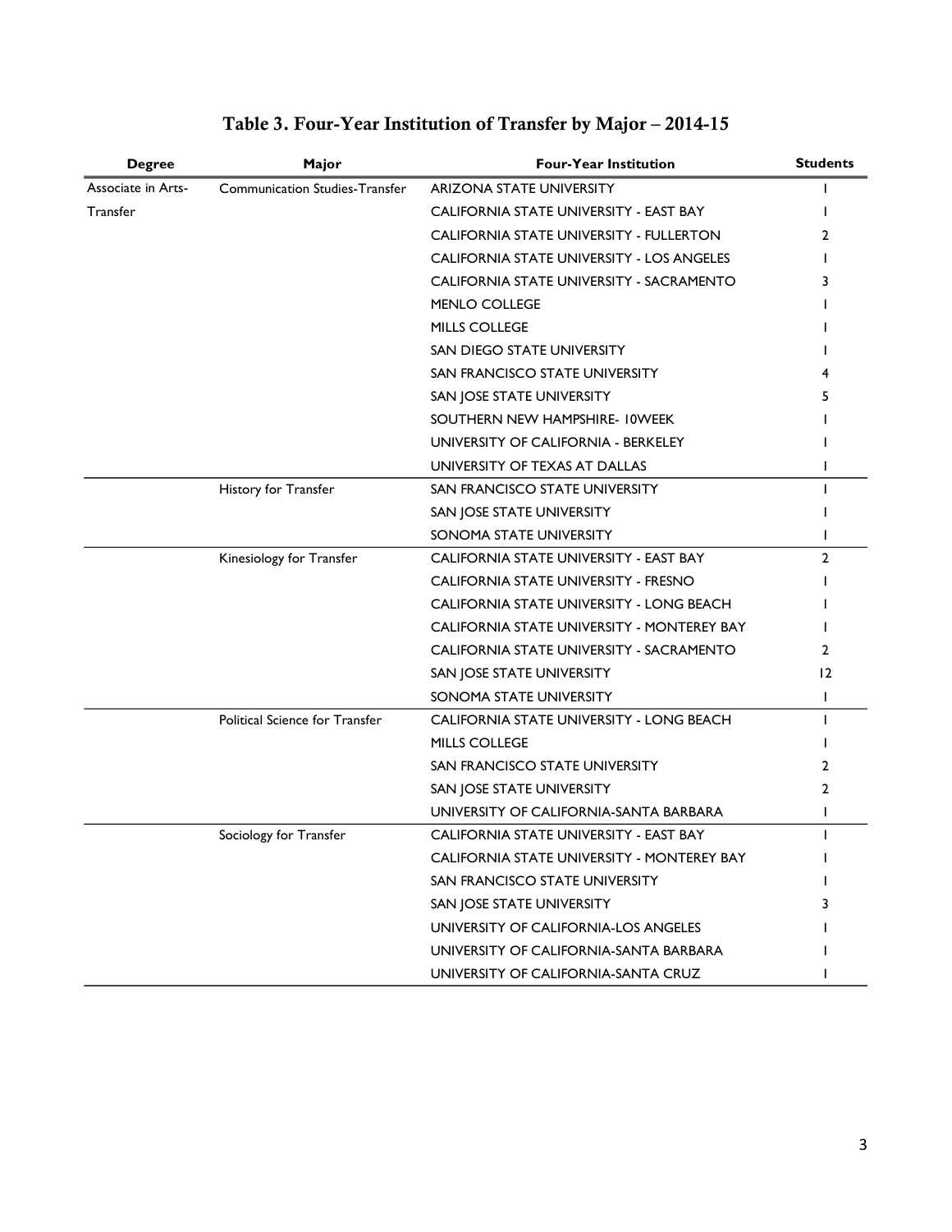## Table 3. Four-Year Institution of Transfer by Major – 2014-15

| Degree | Major | Four-Year Institution | Students |
|---|---|---|---|
| Associate in Arts-Transfer | Communication Studies-Transfer | ARIZONA STATE UNIVERSITY | 1 |
| | | CALIFORNIA STATE UNIVERSITY - EAST BAY | 1 |
| | | CALIFORNIA STATE UNIVERSITY - FULLERTON | 2 |
| | | CALIFORNIA STATE UNIVERSITY - LOS ANGELES | 1 |
| | | CALIFORNIA STATE UNIVERSITY - SACRAMENTO | 3 |
| | | MENLO COLLEGE | 1 |
| | | MILLS COLLEGE | 1 |
| | | SAN DIEGO STATE UNIVERSITY | 1 |
| | | SAN FRANCISCO STATE UNIVERSITY | 4 |
| | | SAN JOSE STATE UNIVERSITY | 5 |
| | | SOUTHERN NEW HAMPSHIRE- 10WEEK | 1 |
| | | UNIVERSITY OF CALIFORNIA - BERKELEY | 1 |
| | | UNIVERSITY OF TEXAS AT DALLAS | 1 |
| | History for Transfer | SAN FRANCISCO STATE UNIVERSITY | 1 |
| | | SAN JOSE STATE UNIVERSITY | 1 |
| | | SONOMA STATE UNIVERSITY | 1 |
| | Kinesiology for Transfer | CALIFORNIA STATE UNIVERSITY - EAST BAY | 2 |
| | | CALIFORNIA STATE UNIVERSITY - FRESNO | 1 |
| | | CALIFORNIA STATE UNIVERSITY - LONG BEACH | 1 |
| | | CALIFORNIA STATE UNIVERSITY - MONTEREY BAY | 1 |
| | | CALIFORNIA STATE UNIVERSITY - SACRAMENTO | 2 |
| | | SAN JOSE STATE UNIVERSITY | 12 |
| | | SONOMA STATE UNIVERSITY | 1 |
| | Political Science for Transfer | CALIFORNIA STATE UNIVERSITY - LONG BEACH | 1 |
| | | MILLS COLLEGE | 1 |
| | | SAN FRANCISCO STATE UNIVERSITY | 2 |
| | | SAN JOSE STATE UNIVERSITY | 2 |
| | | UNIVERSITY OF CALIFORNIA-SANTA BARBARA | 1 |
| | Sociology for Transfer | CALIFORNIA STATE UNIVERSITY - EAST BAY | 1 |
| | | CALIFORNIA STATE UNIVERSITY - MONTEREY BAY | 1 |
| | | SAN FRANCISCO STATE UNIVERSITY | 1 |
| | | SAN JOSE STATE UNIVERSITY | 3 |
| | | UNIVERSITY OF CALIFORNIA-LOS ANGELES | 1 |
| | | UNIVERSITY OF CALIFORNIA-SANTA BARBARA | 1 |
| | | UNIVERSITY OF CALIFORNIA-SANTA CRUZ | 1 |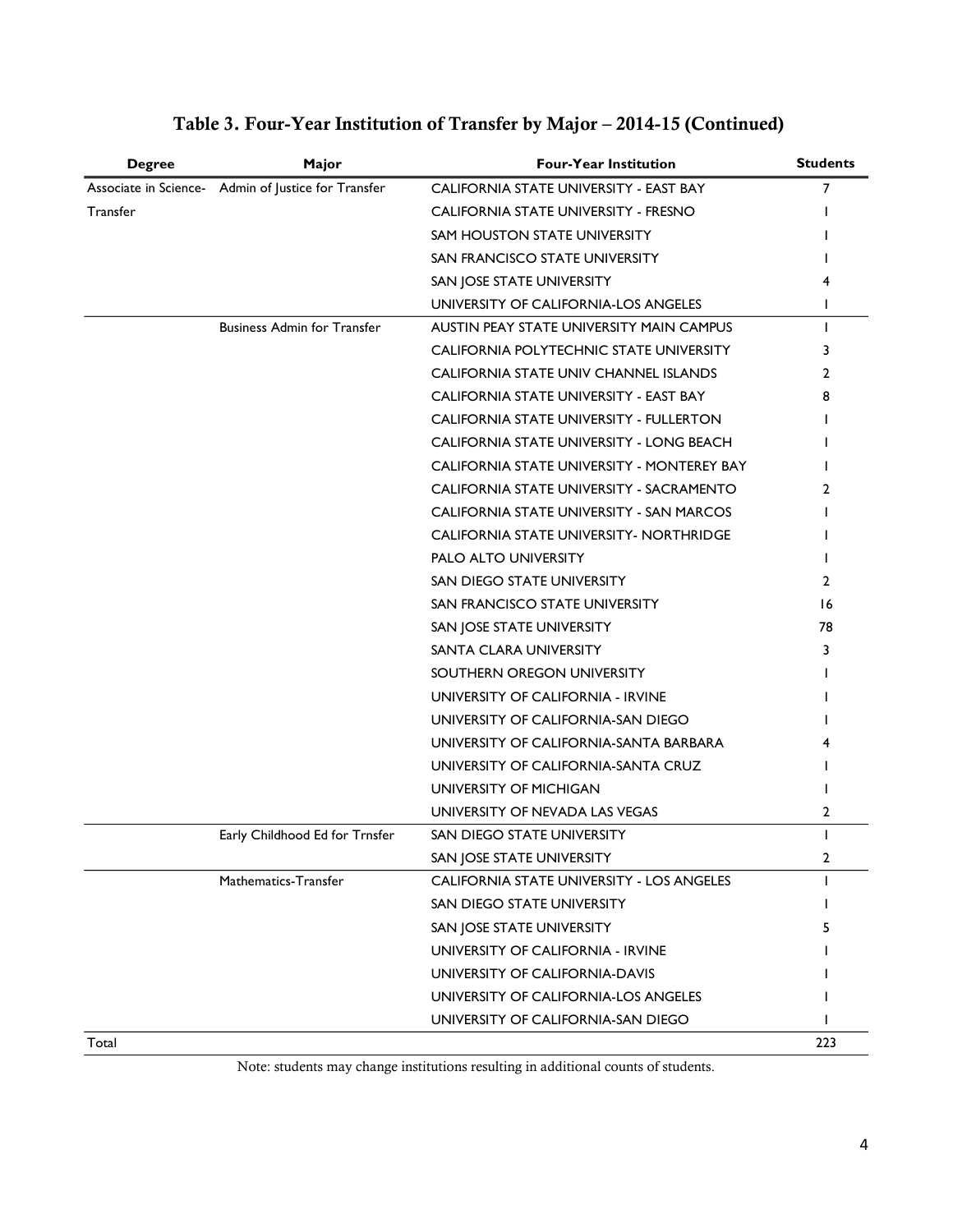## Table 3. Four-Year Institution of Transfer by Major – 2014-15 (Continued)

| Degree | Major | Four-Year Institution | Students |
|---|---|---|---|
| Associate in Science-Transfer | Admin of Justice for Transfer | CALIFORNIA STATE UNIVERSITY - EAST BAY | 7 |
| | | CALIFORNIA STATE UNIVERSITY - FRESNO | 1 |
| | | SAM HOUSTON STATE UNIVERSITY | 1 |
| | | SAN FRANCISCO STATE UNIVERSITY | 1 |
| | | SAN JOSE STATE UNIVERSITY | 4 |
| | | UNIVERSITY OF CALIFORNIA-LOS ANGELES | 1 |
| | Business Admin for Transfer | AUSTIN PEAY STATE UNIVERSITY MAIN CAMPUS | 1 |
| | | CALIFORNIA POLYTECHNIC STATE UNIVERSITY | 3 |
| | | CALIFORNIA STATE UNIV CHANNEL ISLANDS | 2 |
| | | CALIFORNIA STATE UNIVERSITY - EAST BAY | 8 |
| | | CALIFORNIA STATE UNIVERSITY - FULLERTON | 1 |
| | | CALIFORNIA STATE UNIVERSITY - LONG BEACH | 1 |
| | | CALIFORNIA STATE UNIVERSITY - MONTEREY BAY | 1 |
| | | CALIFORNIA STATE UNIVERSITY - SACRAMENTO | 2 |
| | | CALIFORNIA STATE UNIVERSITY - SAN MARCOS | 1 |
| | | CALIFORNIA STATE UNIVERSITY- NORTHRIDGE | 1 |
| | | PALO ALTO UNIVERSITY | 1 |
| | | SAN DIEGO STATE UNIVERSITY | 2 |
| | | SAN FRANCISCO STATE UNIVERSITY | 16 |
| | | SAN JOSE STATE UNIVERSITY | 78 |
| | | SANTA CLARA UNIVERSITY | 3 |
| | | SOUTHERN OREGON UNIVERSITY | 1 |
| | | UNIVERSITY OF CALIFORNIA - IRVINE | 1 |
| | | UNIVERSITY OF CALIFORNIA-SAN DIEGO | 1 |
| | | UNIVERSITY OF CALIFORNIA-SANTA BARBARA | 4 |
| | | UNIVERSITY OF CALIFORNIA-SANTA CRUZ | 1 |
| | | UNIVERSITY OF MICHIGAN | 1 |
| | | UNIVERSITY OF NEVADA LAS VEGAS | 2 |
| | Early Childhood Ed for Trnsfer | SAN DIEGO STATE UNIVERSITY | 1 |
| | | SAN JOSE STATE UNIVERSITY | 2 |
| | Mathematics-Transfer | CALIFORNIA STATE UNIVERSITY - LOS ANGELES | 1 |
| | | SAN DIEGO STATE UNIVERSITY | 1 |
| | | SAN JOSE STATE UNIVERSITY | 5 |
| | | UNIVERSITY OF CALIFORNIA - IRVINE | 1 |
| | | UNIVERSITY OF CALIFORNIA-DAVIS | 1 |
| | | UNIVERSITY OF CALIFORNIA-LOS ANGELES | 1 |
| | | UNIVERSITY OF CALIFORNIA-SAN DIEGO | 1 |
| Total | | | 223 |

Note: students may change institutions resulting in additional counts of students.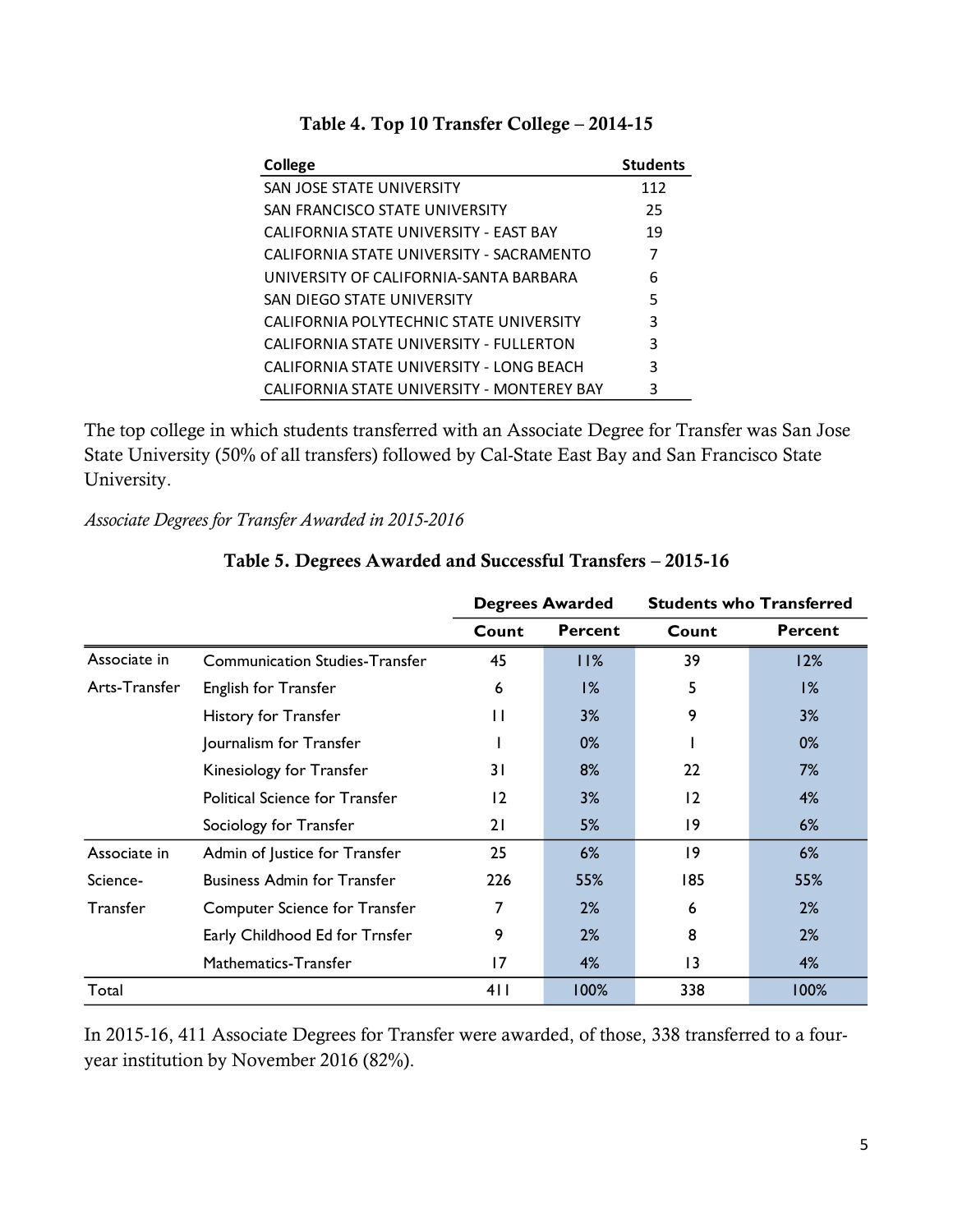**Table 4. Top 10 Transfer College – 2014-15**

| College | Students |
|---|---|
| SAN JOSE STATE UNIVERSITY | 112 |
| SAN FRANCISCO STATE UNIVERSITY | 25 |
| CALIFORNIA STATE UNIVERSITY - EAST BAY | 19 |
| CALIFORNIA STATE UNIVERSITY - SACRAMENTO | 7 |
| UNIVERSITY OF CALIFORNIA-SANTA BARBARA | 6 |
| SAN DIEGO STATE UNIVERSITY | 5 |
| CALIFORNIA POLYTECHNIC STATE UNIVERSITY | 3 |
| CALIFORNIA STATE UNIVERSITY - FULLERTON | 3 |
| CALIFORNIA STATE UNIVERSITY - LONG BEACH | 3 |
| CALIFORNIA STATE UNIVERSITY - MONTEREY BAY | 3 |

The top college in which students transferred with an Associate Degree for Transfer was San Jose State University (50% of all transfers) followed by Cal-State East Bay and San Francisco State University.

*Associate Degrees for Transfer Awarded in 2015-2016*

**Table 5. Degrees Awarded and Successful Transfers – 2015-16**

| | | Degrees Awarded | | Students who Transferred | |
|---|---|---|---|---|---|
| | | Count | Percent | Count | Percent |
| Associate in Arts-Transfer | Communication Studies-Transfer | 45 | 11% | 39 | 12% |
| | English for Transfer | 6 | 1% | 5 | 1% |
| | History for Transfer | 11 | 3% | 9 | 3% |
| | Journalism for Transfer | 1 | 0% | 1 | 0% |
| | Kinesiology for Transfer | 31 | 8% | 22 | 7% |
| | Political Science for Transfer | 12 | 3% | 12 | 4% |
| | Sociology for Transfer | 21 | 5% | 19 | 6% |
| Associate in Science-Transfer | Admin of Justice for Transfer | 25 | 6% | 19 | 6% |
| | Business Admin for Transfer | 226 | 55% | 185 | 55% |
| | Computer Science for Transfer | 7 | 2% | 6 | 2% |
| | Early Childhood Ed for Trnsfer | 9 | 2% | 8 | 2% |
| | Mathematics-Transfer | 17 | 4% | 13 | 4% |
| Total | | 411 | 100% | 338 | 100% |

In 2015-16, 411 Associate Degrees for Transfer were awarded, of those, 338 transferred to a four-year institution by November 2016 (82%).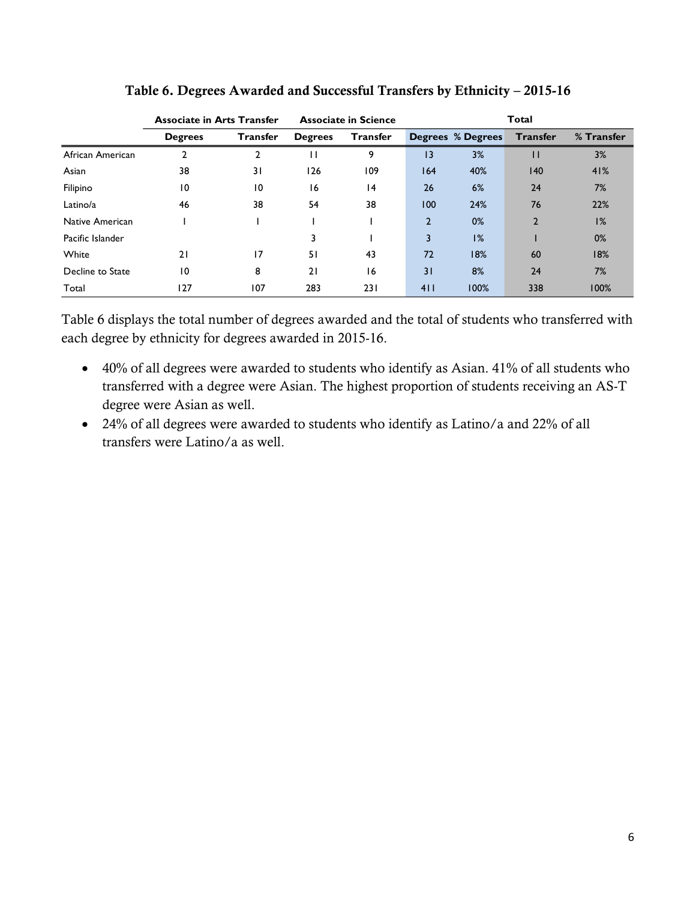## Table 6. Degrees Awarded and Successful Transfers by Ethnicity – 2015-16

| | Associate in Arts Transfer | | Associate in Science | | Total | | | |
|---|---|---|---|---|---|---|---|---|
| | Degrees | Transfer | Degrees | Transfer | Degrees | % Degrees | Transfer | % Transfer |
| African American | 2 | 2 | 11 | 9 | 13 | 3% | 11 | 3% |
| Asian | 38 | 31 | 126 | 109 | 164 | 40% | 140 | 41% |
| Filipino | 10 | 10 | 16 | 14 | 26 | 6% | 24 | 7% |
| Latino/a | 46 | 38 | 54 | 38 | 100 | 24% | 76 | 22% |
| Native American | 1 | 1 | 1 | 1 | 2 | 0% | 2 | 1% |
| Pacific Islander | | | 3 | 1 | 3 | 1% | 1 | 0% |
| White | 21 | 17 | 51 | 43 | 72 | 18% | 60 | 18% |
| Decline to State | 10 | 8 | 21 | 16 | 31 | 8% | 24 | 7% |
| Total | 127 | 107 | 283 | 231 | 411 | 100% | 338 | 100% |

Table 6 displays the total number of degrees awarded and the total of students who transferred with each degree by ethnicity for degrees awarded in 2015-16.

- 40% of all degrees were awarded to students who identify as Asian. 41% of all students who transferred with a degree were Asian. The highest proportion of students receiving an AS-T degree were Asian as well.
- 24% of all degrees were awarded to students who identify as Latino/a and 22% of all transfers were Latino/a as well.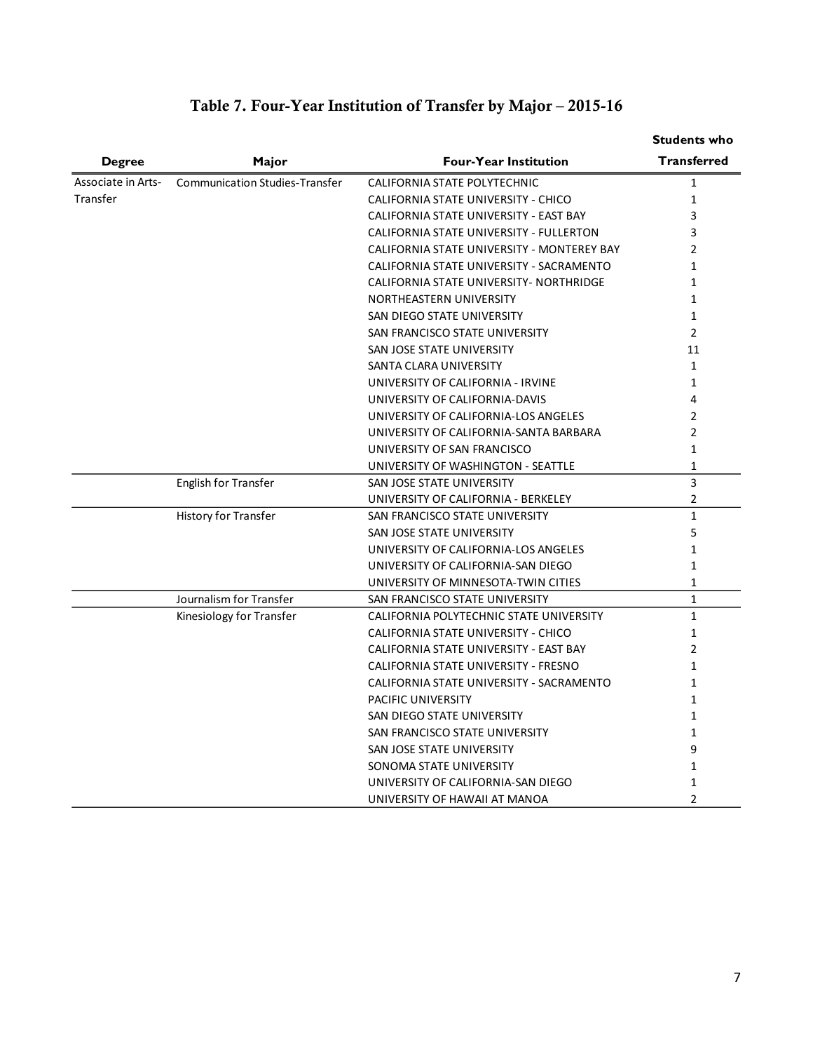## Table 7. Four-Year Institution of Transfer by Major – 2015-16

| Degree | Major | Four-Year Institution | Students who Transferred |
|---|---|---|---|
| Associate in Arts-Transfer | Communication Studies-Transfer | CALIFORNIA STATE POLYTECHNIC | 1 |
| | | CALIFORNIA STATE UNIVERSITY - CHICO | 1 |
| | | CALIFORNIA STATE UNIVERSITY - EAST BAY | 3 |
| | | CALIFORNIA STATE UNIVERSITY - FULLERTON | 3 |
| | | CALIFORNIA STATE UNIVERSITY - MONTEREY BAY | 2 |
| | | CALIFORNIA STATE UNIVERSITY - SACRAMENTO | 1 |
| | | CALIFORNIA STATE UNIVERSITY- NORTHRIDGE | 1 |
| | | NORTHEASTERN UNIVERSITY | 1 |
| | | SAN DIEGO STATE UNIVERSITY | 1 |
| | | SAN FRANCISCO STATE UNIVERSITY | 2 |
| | | SAN JOSE STATE UNIVERSITY | 11 |
| | | SANTA CLARA UNIVERSITY | 1 |
| | | UNIVERSITY OF CALIFORNIA - IRVINE | 1 |
| | | UNIVERSITY OF CALIFORNIA-DAVIS | 4 |
| | | UNIVERSITY OF CALIFORNIA-LOS ANGELES | 2 |
| | | UNIVERSITY OF CALIFORNIA-SANTA BARBARA | 2 |
| | | UNIVERSITY OF SAN FRANCISCO | 1 |
| | | UNIVERSITY OF WASHINGTON - SEATTLE | 1 |
| | English for Transfer | SAN JOSE STATE UNIVERSITY | 3 |
| | | UNIVERSITY OF CALIFORNIA - BERKELEY | 2 |
| | History for Transfer | SAN FRANCISCO STATE UNIVERSITY | 1 |
| | | SAN JOSE STATE UNIVERSITY | 5 |
| | | UNIVERSITY OF CALIFORNIA-LOS ANGELES | 1 |
| | | UNIVERSITY OF CALIFORNIA-SAN DIEGO | 1 |
| | | UNIVERSITY OF MINNESOTA-TWIN CITIES | 1 |
| | Journalism for Transfer | SAN FRANCISCO STATE UNIVERSITY | 1 |
| | Kinesiology for Transfer | CALIFORNIA POLYTECHNIC STATE UNIVERSITY | 1 |
| | | CALIFORNIA STATE UNIVERSITY - CHICO | 1 |
| | | CALIFORNIA STATE UNIVERSITY - EAST BAY | 2 |
| | | CALIFORNIA STATE UNIVERSITY - FRESNO | 1 |
| | | CALIFORNIA STATE UNIVERSITY - SACRAMENTO | 1 |
| | | PACIFIC UNIVERSITY | 1 |
| | | SAN DIEGO STATE UNIVERSITY | 1 |
| | | SAN FRANCISCO STATE UNIVERSITY | 1 |
| | | SAN JOSE STATE UNIVERSITY | 9 |
| | | SONOMA STATE UNIVERSITY | 1 |
| | | UNIVERSITY OF CALIFORNIA-SAN DIEGO | 1 |
| | | UNIVERSITY OF HAWAII AT MANOA | 2 |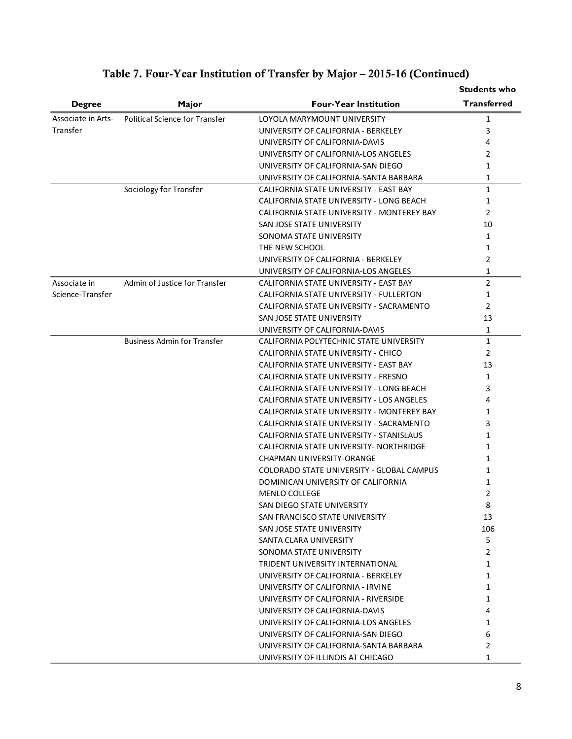## Table 7. Four-Year Institution of Transfer by Major – 2015-16 (Continued)

| Degree | Major | Four-Year Institution | Students who Transferred |
|---|---|---|---|
| Associate in Arts-Transfer | Political Science for Transfer | LOYOLA MARYMOUNT UNIVERSITY | 1 |
| | | UNIVERSITY OF CALIFORNIA - BERKELEY | 3 |
| | | UNIVERSITY OF CALIFORNIA-DAVIS | 4 |
| | | UNIVERSITY OF CALIFORNIA-LOS ANGELES | 2 |
| | | UNIVERSITY OF CALIFORNIA-SAN DIEGO | 1 |
| | | UNIVERSITY OF CALIFORNIA-SANTA BARBARA | 1 |
| | Sociology for Transfer | CALIFORNIA STATE UNIVERSITY - EAST BAY | 1 |
| | | CALIFORNIA STATE UNIVERSITY - LONG BEACH | 1 |
| | | CALIFORNIA STATE UNIVERSITY - MONTEREY BAY | 2 |
| | | SAN JOSE STATE UNIVERSITY | 10 |
| | | SONOMA STATE UNIVERSITY | 1 |
| | | THE NEW SCHOOL | 1 |
| | | UNIVERSITY OF CALIFORNIA - BERKELEY | 2 |
| | | UNIVERSITY OF CALIFORNIA-LOS ANGELES | 1 |
| Associate in Science-Transfer | Admin of Justice for Transfer | CALIFORNIA STATE UNIVERSITY - EAST BAY | 2 |
| | | CALIFORNIA STATE UNIVERSITY - FULLERTON | 1 |
| | | CALIFORNIA STATE UNIVERSITY - SACRAMENTO | 2 |
| | | SAN JOSE STATE UNIVERSITY | 13 |
| | | UNIVERSITY OF CALIFORNIA-DAVIS | 1 |
| | Business Admin for Transfer | CALIFORNIA POLYTECHNIC STATE UNIVERSITY | 1 |
| | | CALIFORNIA STATE UNIVERSITY - CHICO | 2 |
| | | CALIFORNIA STATE UNIVERSITY - EAST BAY | 13 |
| | | CALIFORNIA STATE UNIVERSITY - FRESNO | 1 |
| | | CALIFORNIA STATE UNIVERSITY - LONG BEACH | 3 |
| | | CALIFORNIA STATE UNIVERSITY - LOS ANGELES | 4 |
| | | CALIFORNIA STATE UNIVERSITY - MONTEREY BAY | 1 |
| | | CALIFORNIA STATE UNIVERSITY - SACRAMENTO | 3 |
| | | CALIFORNIA STATE UNIVERSITY - STANISLAUS | 1 |
| | | CALIFORNIA STATE UNIVERSITY- NORTHRIDGE | 1 |
| | | CHAPMAN UNIVERSITY-ORANGE | 1 |
| | | COLORADO STATE UNIVERSITY - GLOBAL CAMPUS | 1 |
| | | DOMINICAN UNIVERSITY OF CALIFORNIA | 1 |
| | | MENLO COLLEGE | 2 |
| | | SAN DIEGO STATE UNIVERSITY | 8 |
| | | SAN FRANCISCO STATE UNIVERSITY | 13 |
| | | SAN JOSE STATE UNIVERSITY | 106 |
| | | SANTA CLARA UNIVERSITY | 5 |
| | | SONOMA STATE UNIVERSITY | 2 |
| | | TRIDENT UNIVERSITY INTERNATIONAL | 1 |
| | | UNIVERSITY OF CALIFORNIA - BERKELEY | 1 |
| | | UNIVERSITY OF CALIFORNIA - IRVINE | 1 |
| | | UNIVERSITY OF CALIFORNIA - RIVERSIDE | 1 |
| | | UNIVERSITY OF CALIFORNIA-DAVIS | 4 |
| | | UNIVERSITY OF CALIFORNIA-LOS ANGELES | 1 |
| | | UNIVERSITY OF CALIFORNIA-SAN DIEGO | 6 |
| | | UNIVERSITY OF CALIFORNIA-SANTA BARBARA | 2 |
| | | UNIVERSITY OF ILLINOIS AT CHICAGO | 1 |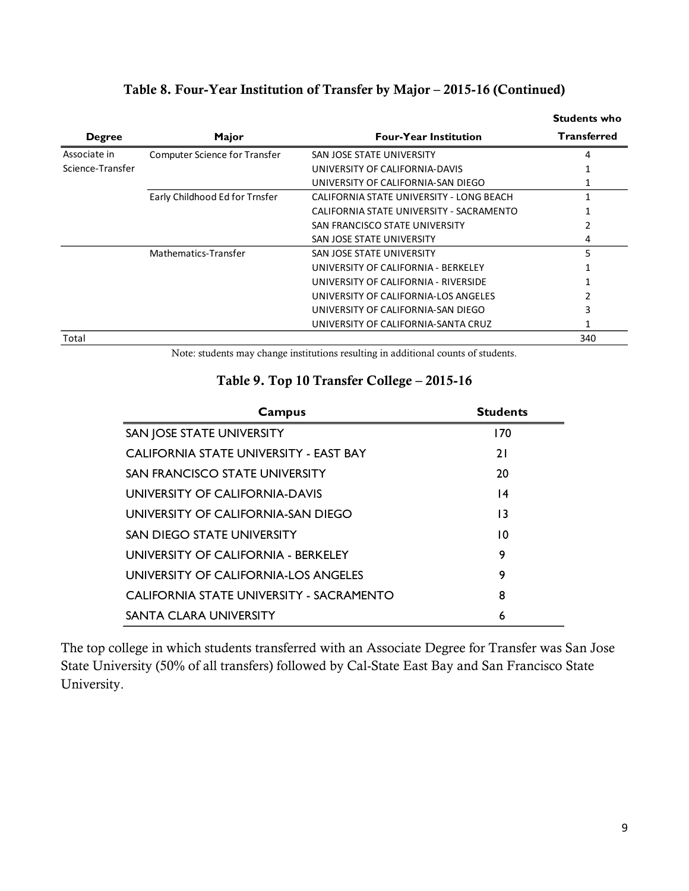## Table 8. Four-Year Institution of Transfer by Major – 2015-16 (Continued)

| Degree | Major | Four-Year Institution | Students who Transferred |
|---|---|---|---|
| Associate in Science-Transfer | Computer Science for Transfer | SAN JOSE STATE UNIVERSITY | 4 |
| | | UNIVERSITY OF CALIFORNIA-DAVIS | 1 |
| | | UNIVERSITY OF CALIFORNIA-SAN DIEGO | 1 |
| | Early Childhood Ed for Trnsfer | CALIFORNIA STATE UNIVERSITY - LONG BEACH | 1 |
| | | CALIFORNIA STATE UNIVERSITY - SACRAMENTO | 1 |
| | | SAN FRANCISCO STATE UNIVERSITY | 2 |
| | | SAN JOSE STATE UNIVERSITY | 4 |
| | Mathematics-Transfer | SAN JOSE STATE UNIVERSITY | 5 |
| | | UNIVERSITY OF CALIFORNIA - BERKELEY | 1 |
| | | UNIVERSITY OF CALIFORNIA - RIVERSIDE | 1 |
| | | UNIVERSITY OF CALIFORNIA-LOS ANGELES | 2 |
| | | UNIVERSITY OF CALIFORNIA-SAN DIEGO | 3 |
| | | UNIVERSITY OF CALIFORNIA-SANTA CRUZ | 1 |
| Total | | | 340 |

Note: students may change institutions resulting in additional counts of students.

## Table 9. Top 10 Transfer College – 2015-16

| Campus | Students |
|---|---|
| SAN JOSE STATE UNIVERSITY | 170 |
| CALIFORNIA STATE UNIVERSITY - EAST BAY | 21 |
| SAN FRANCISCO STATE UNIVERSITY | 20 |
| UNIVERSITY OF CALIFORNIA-DAVIS | 14 |
| UNIVERSITY OF CALIFORNIA-SAN DIEGO | 13 |
| SAN DIEGO STATE UNIVERSITY | 10 |
| UNIVERSITY OF CALIFORNIA - BERKELEY | 9 |
| UNIVERSITY OF CALIFORNIA-LOS ANGELES | 9 |
| CALIFORNIA STATE UNIVERSITY - SACRAMENTO | 8 |
| SANTA CLARA UNIVERSITY | 6 |

The top college in which students transferred with an Associate Degree for Transfer was San Jose State University (50% of all transfers) followed by Cal-State East Bay and San Francisco State University.